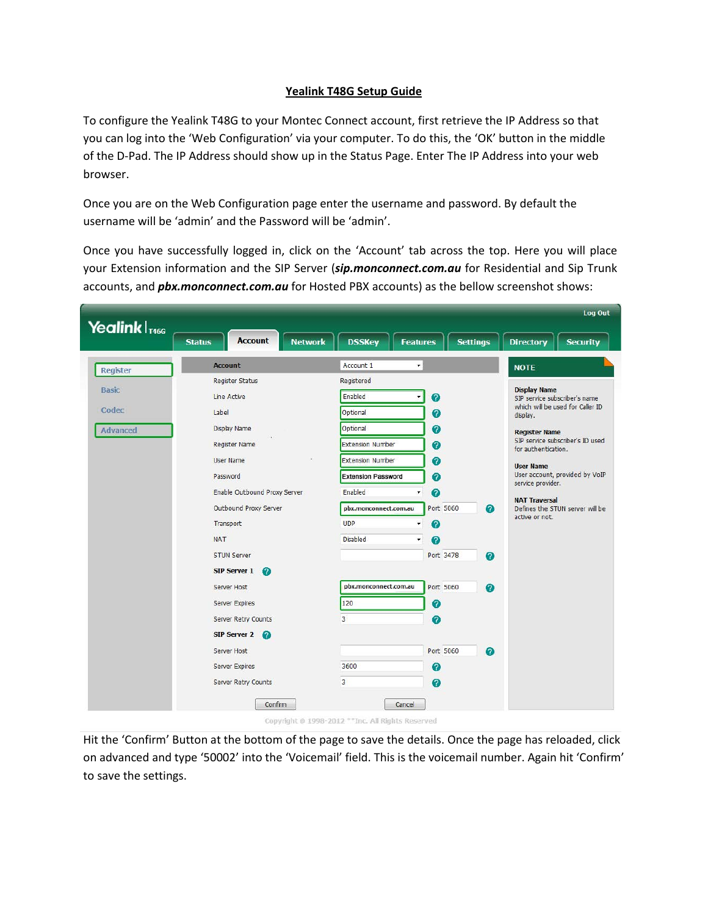# Yealink T48G Setup Guide

To configure the Yealink T48G to your Montec Connect account, first retrieve the IP Address so that you can log into the 'Web Configuration' via your computer. To do this, the 'OK' button in the middle of the D-Pad. The IP Address should show up in the Status Page. Enter The IP Address into your web browser.

Once you are on the Web Configuration page enter the username and password. By default the username will be 'admin' and the Password will be 'admin'.

Once you have successfully logged in, click on the 'Account' tab across the top. Here you will place your Extension information and the SIP Server (***sip.monconnect.com.au*** for Residential and Sip Trunk accounts, and ***pbx.monconnect.com.au*** for Hosted PBX accounts) as the bellow screenshot shows:

Hit the 'Confirm' Button at the bottom of the page to save the details. Once the page has reloaded, click on advanced and type '50002' into the 'Voicemail' field. This is the voicemail number. Again hit 'Confirm' to save the settings.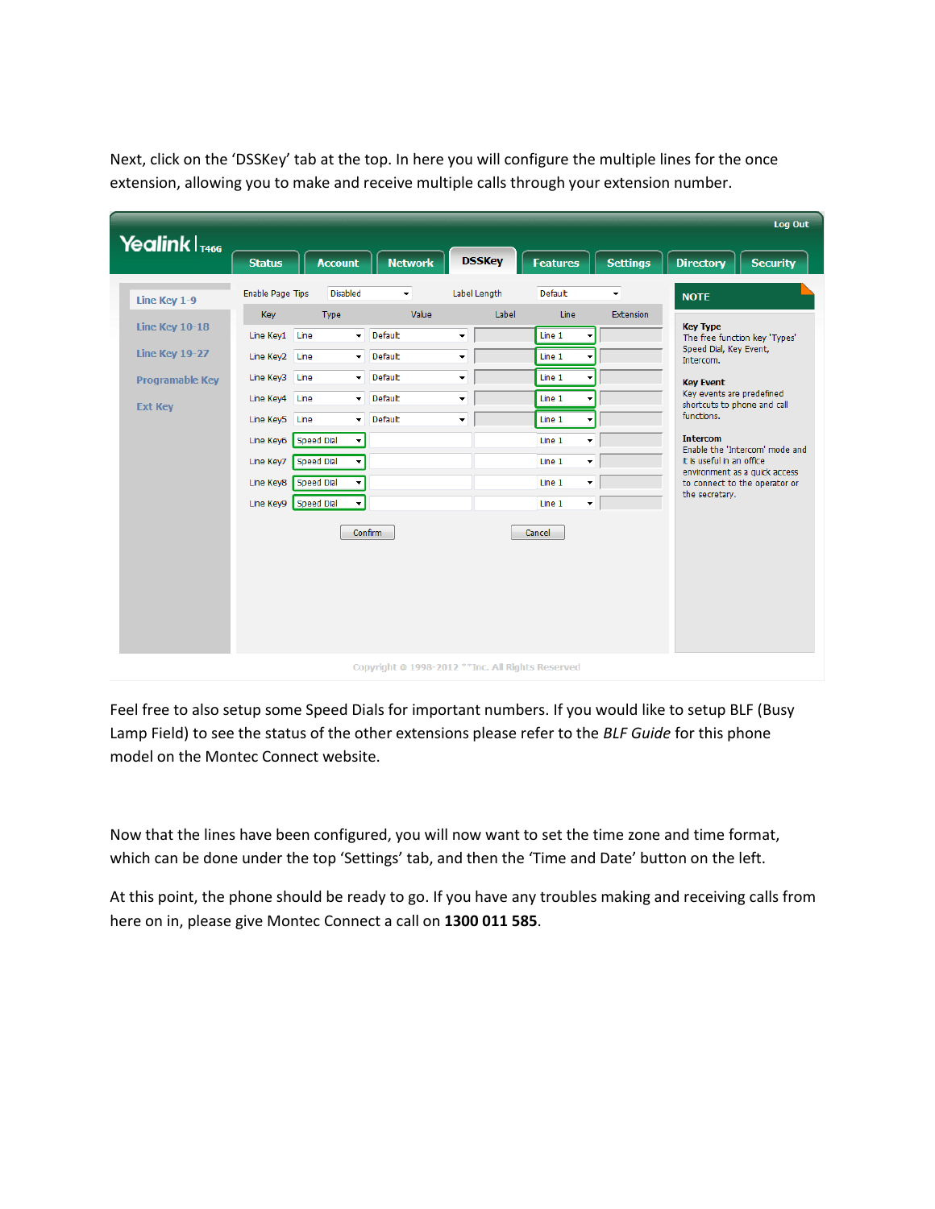Next, click on the 'DSSKey' tab at the top. In here you will configure the multiple lines for the once extension, allowing you to make and receive multiple calls through your extension number.

Feel free to also setup some Speed Dials for important numbers. If you would like to setup BLF (Busy Lamp Field) to see the status of the other extensions please refer to the *BLF Guide* for this phone model on the Montec Connect website.

Now that the lines have been configured, you will now want to set the time zone and time format, which can be done under the top 'Settings' tab, and then the 'Time and Date' button on the left.

At this point, the phone should be ready to go. If you have any troubles making and receiving calls from here on in, please give Montec Connect a call on **1300 011 585**.